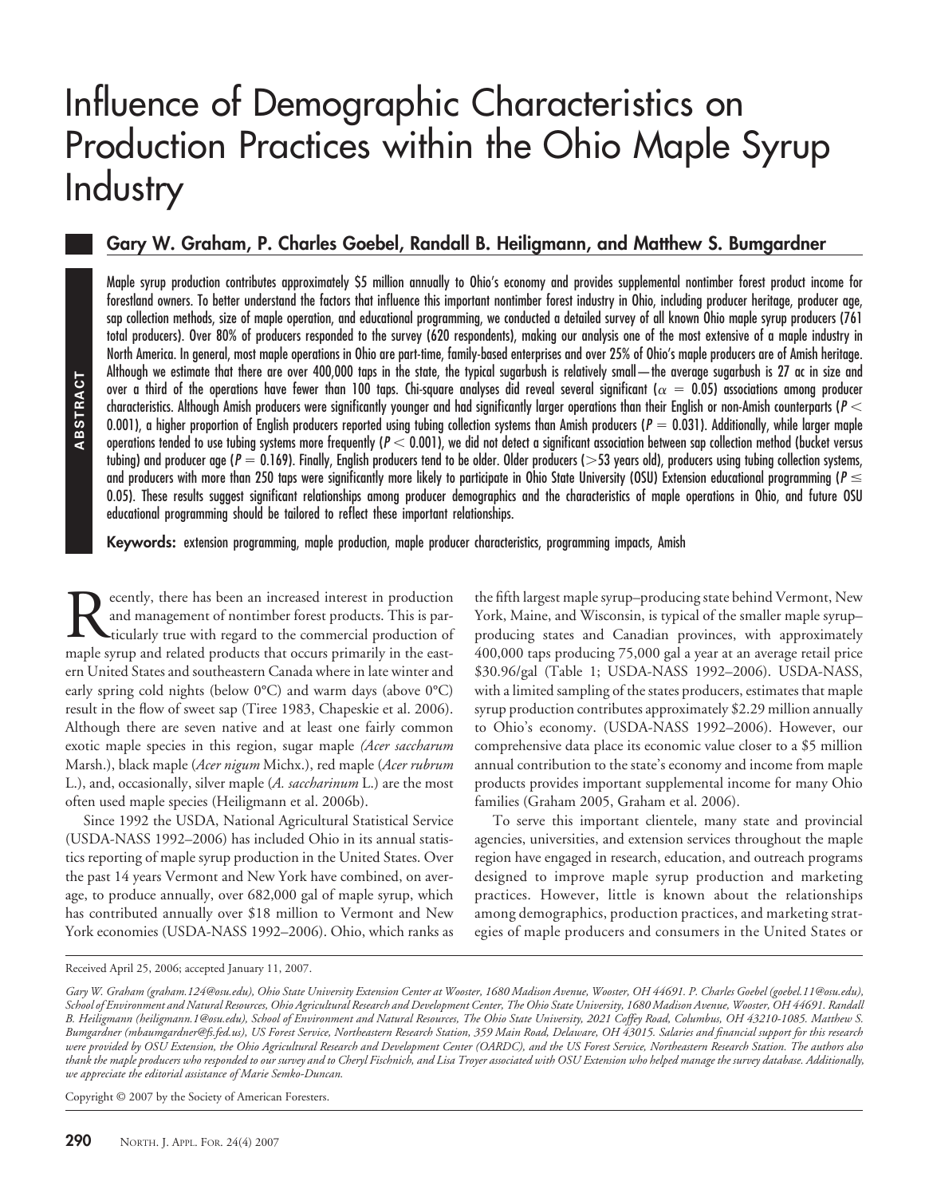# Influence of Demographic Characteristics on Production Practices within the Ohio Maple Syrup Industry

**Gary W. Graham, P. Charles Goebel, Randall B. Heiligmann, and Matthew S. Bumgardner**

**ABSTRACT**

Maple syrup production contributes approximately $5 million annually to Ohio's economy and provides supplemental nontimber forest product income for forestland owners. To better understand the factors that influence this important nontimber forest industry in Ohio, including producer heritage, producer age, sap collection methods, size of maple operation, and educational programming, we conducted a detailed survey of all known Ohio maple syrup producers (761 total producers). Over 80% of producers responded to the survey (620 respondents), making our analysis one of the most extensive of a maple industry in North America. In general, most maple operations in Ohio are part-time, family-based enterprises and over 25% of Ohio's maple producers are of Amish heritage. Although we estimate that there are over 400,000 taps in the state, the typical sugarbush is relatively small—the average sugarbush is 27 ac in size and over a third of the operations have fewer than 100 taps. Chi-square analyses did reveal several significant ($\alpha = 0.05$) associations among producer characteristics. Although Amish producers were significantly younger and had significantly larger operations than their English or non-Amish counterparts ($P < 0.001$), a higher proportion of English producers reported using tubing collection systems than Amish producers ($P = 0.031$). Additionally, while larger maple operations tended to use tubing systems more frequently ($P < 0.001$), we did not detect a significant association between sap collection method (bucket versus tubing) and producer age ($P = 0.169$). Finally, English producers tend to be older. Older producers (>53 years old), producers using tubing collection systems, and producers with more than 250 taps were significantly more likely to participate in Ohio State University (OSU) Extension educational programming ($P \leq 0.05$). These results suggest significant relationships among producer demographics and the characteristics of maple operations in Ohio, and future OSU educational programming should be tailored to reflect these important relationships.

**Keywords:** extension programming, maple production, maple producer characteristics, programming impacts, Amish

Recently, there has been an increased interest in production and management of nontimber forest products. This is particularly true with regard to the commercial production of maple syrup and related products that occurs primarily in the eastern United States and southeastern Canada where in late winter and early spring cold nights (below 0°C) and warm days (above 0°C) result in the flow of sweet sap (Tiree 1983, Chapeskie et al. 2006). Although there are seven native and at least one fairly common exotic maple species in this region, sugar maple *(Acer saccharum* Marsh.), black maple (*Acer nigum* Michx.), red maple (*Acer rubrum* L.), and, occasionally, silver maple (*A. saccharinum* L.) are the most often used maple species (Heiligmann et al. 2006b).

Since 1992 the USDA, National Agricultural Statistical Service (USDA-NASS 1992–2006) has included Ohio in its annual statistics reporting of maple syrup production in the United States. Over the past 14 years Vermont and New York have combined, on average, to produce annually, over 682,000 gal of maple syrup, which has contributed annually over $18 million to Vermont and New York economies (USDA-NASS 1992–2006). Ohio, which ranks as the fifth largest maple syrup–producing state behind Vermont, New York, Maine, and Wisconsin, is typical of the smaller maple syrup–producing states and Canadian provinces, with approximately 400,000 taps producing 75,000 gal a year at an average retail price $30.96/gal (Table 1; USDA-NASS 1992–2006). USDA-NASS, with a limited sampling of the states producers, estimates that maple syrup production contributes approximately $2.29 million annually to Ohio's economy. (USDA-NASS 1992–2006). However, our comprehensive data place its economic value closer to a $5 million annual contribution to the state's economy and income from maple products provides important supplemental income for many Ohio families (Graham 2005, Graham et al. 2006).

To serve this important clientele, many state and provincial agencies, universities, and extension services throughout the maple region have engaged in research, education, and outreach programs designed to improve maple syrup production and marketing practices. However, little is known about the relationships among demographics, production practices, and marketing strategies of maple producers and consumers in the United States or

Received April 25, 2006; accepted January 11, 2007.

*Gary W. Graham (graham.124@osu.edu), Ohio State University Extension Center at Wooster, 1680 Madison Avenue, Wooster, OH 44691. P. Charles Goebel (goebel.11@osu.edu), School of Environment and Natural Resources, Ohio Agricultural Research and Development Center, The Ohio State University, 1680 Madison Avenue, Wooster, OH 44691. Randall B. Heiligmann (heiligmann.1@osu.edu), School of Environment and Natural Resources, The Ohio State University, 2021 Coffey Road, Columbus, OH 43210-1085. Matthew S. Bumgardner (mbaumgardner@fs.fed.us), US Forest Service, Northeastern Research Station, 359 Main Road, Delaware, OH 43015. Salaries and financial support for this research were provided by OSU Extension, the Ohio Agricultural Research and Development Center (OARDC), and the US Forest Service, Northeastern Research Station. The authors also thank the maple producers who responded to our survey and to Cheryl Fischnich, and Lisa Troyer associated with OSU Extension who helped manage the survey database. Additionally, we appreciate the editorial assistance of Marie Semko-Duncan.*

Copyright © 2007 by the Society of American Foresters.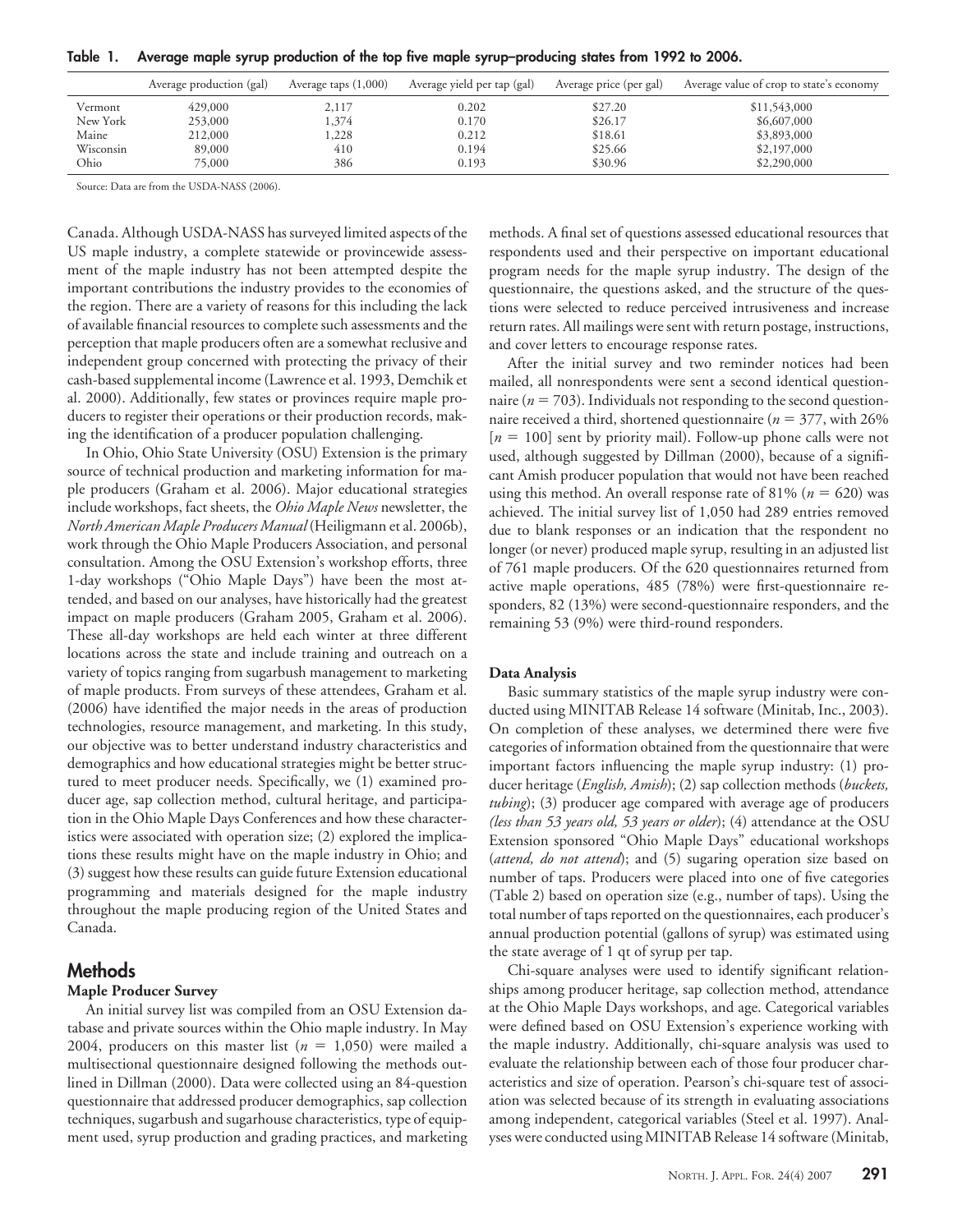**Table 1. Average maple syrup production of the top five maple syrup–producing states from 1992 to 2006.**

| | Average production (gal) | Average taps (1,000) | Average yield per tap (gal) | Average price (per gal) | Average value of crop to state's economy |
|---|---|---|---|---|---|
| Vermont | 429,000 | 2,117 | 0.202 | $27.20 | $11,543,000 |
| New York | 253,000 | 1,374 | 0.170 | $26.17 | $6,607,000 |
| Maine | 212,000 | 1,228 | 0.212 | $18.61 | $3,893,000 |
| Wisconsin | 89,000 | 410 | 0.194 | $25.66 | $2,197,000 |
| Ohio | 75,000 | 386 | 0.193 | $30.96 | $2,290,000 |

Source: Data are from the USDA-NASS (2006).

Canada. Although USDA-NASS has surveyed limited aspects of the US maple industry, a complete statewide or provincewide assessment of the maple industry has not been attempted despite the important contributions the industry provides to the economies of the region. There are a variety of reasons for this including the lack of available financial resources to complete such assessments and the perception that maple producers often are a somewhat reclusive and independent group concerned with protecting the privacy of their cash-based supplemental income (Lawrence et al. 1993, Demchik et al. 2000). Additionally, few states or provinces require maple producers to register their operations or their production records, making the identification of a producer population challenging.

In Ohio, Ohio State University (OSU) Extension is the primary source of technical production and marketing information for maple producers (Graham et al. 2006). Major educational strategies include workshops, fact sheets, the *Ohio Maple News* newsletter, the *North American Maple Producers Manual* (Heiligmann et al. 2006b), work through the Ohio Maple Producers Association, and personal consultation. Among the OSU Extension's workshop efforts, three 1-day workshops ("Ohio Maple Days") have been the most attended, and based on our analyses, have historically had the greatest impact on maple producers (Graham 2005, Graham et al. 2006). These all-day workshops are held each winter at three different locations across the state and include training and outreach on a variety of topics ranging from sugarbush management to marketing of maple products. From surveys of these attendees, Graham et al. (2006) have identified the major needs in the areas of production technologies, resource management, and marketing. In this study, our objective was to better understand industry characteristics and demographics and how educational strategies might be better structured to meet producer needs. Specifically, we (1) examined producer age, sap collection method, cultural heritage, and participation in the Ohio Maple Days Conferences and how these characteristics were associated with operation size; (2) explored the implications these results might have on the maple industry in Ohio; and (3) suggest how these results can guide future Extension educational programming and materials designed for the maple industry throughout the maple producing region of the United States and Canada.

## Methods

### Maple Producer Survey

An initial survey list was compiled from an OSU Extension database and private sources within the Ohio maple industry. In May 2004, producers on this master list ($n = 1{,}050$) were mailed a multisectional questionnaire designed following the methods outlined in Dillman (2000). Data were collected using an 84-question questionnaire that addressed producer demographics, sap collection techniques, sugarbush and sugarhouse characteristics, type of equipment used, syrup production and grading practices, and marketing methods. A final set of questions assessed educational resources that respondents used and their perspective on important educational program needs for the maple syrup industry. The design of the questionnaire, the questions asked, and the structure of the questions were selected to reduce perceived intrusiveness and increase return rates. All mailings were sent with return postage, instructions, and cover letters to encourage response rates.

After the initial survey and two reminder notices had been mailed, all nonrespondents were sent a second identical questionnaire ($n = 703$). Individuals not responding to the second questionnaire received a third, shortened questionnaire ($n = 377$, with 26% [$n = 100$] sent by priority mail). Follow-up phone calls were not used, although suggested by Dillman (2000), because of a significant Amish producer population that would not have been reached using this method. An overall response rate of 81% ($n = 620$) was achieved. The initial survey list of 1,050 had 289 entries removed due to blank responses or an indication that the respondent no longer (or never) produced maple syrup, resulting in an adjusted list of 761 maple producers. Of the 620 questionnaires returned from active maple operations, 485 (78%) were first-questionnaire responders, 82 (13%) were second-questionnaire responders, and the remaining 53 (9%) were third-round responders.

### Data Analysis

Basic summary statistics of the maple syrup industry were conducted using MINITAB Release 14 software (Minitab, Inc., 2003). On completion of these analyses, we determined there were five categories of information obtained from the questionnaire that were important factors influencing the maple syrup industry: (1) producer heritage (*English, Amish*); (2) sap collection methods (*buckets, tubing*); (3) producer age compared with average age of producers (*less than 53 years old, 53 years or older*); (4) attendance at the OSU Extension sponsored "Ohio Maple Days" educational workshops (*attend, do not attend*); and (5) sugaring operation size based on number of taps. Producers were placed into one of five categories (Table 2) based on operation size (e.g., number of taps). Using the total number of taps reported on the questionnaires, each producer's annual production potential (gallons of syrup) was estimated using the state average of 1 qt of syrup per tap.

Chi-square analyses were used to identify significant relationships among producer heritage, sap collection method, attendance at the Ohio Maple Days workshops, and age. Categorical variables were defined based on OSU Extension's experience working with the maple industry. Additionally, chi-square analysis was used to evaluate the relationship between each of those four producer characteristics and size of operation. Pearson's chi-square test of association was selected because of its strength in evaluating associations among independent, categorical variables (Steel et al. 1997). Analyses were conducted using MINITAB Release 14 software (Minitab,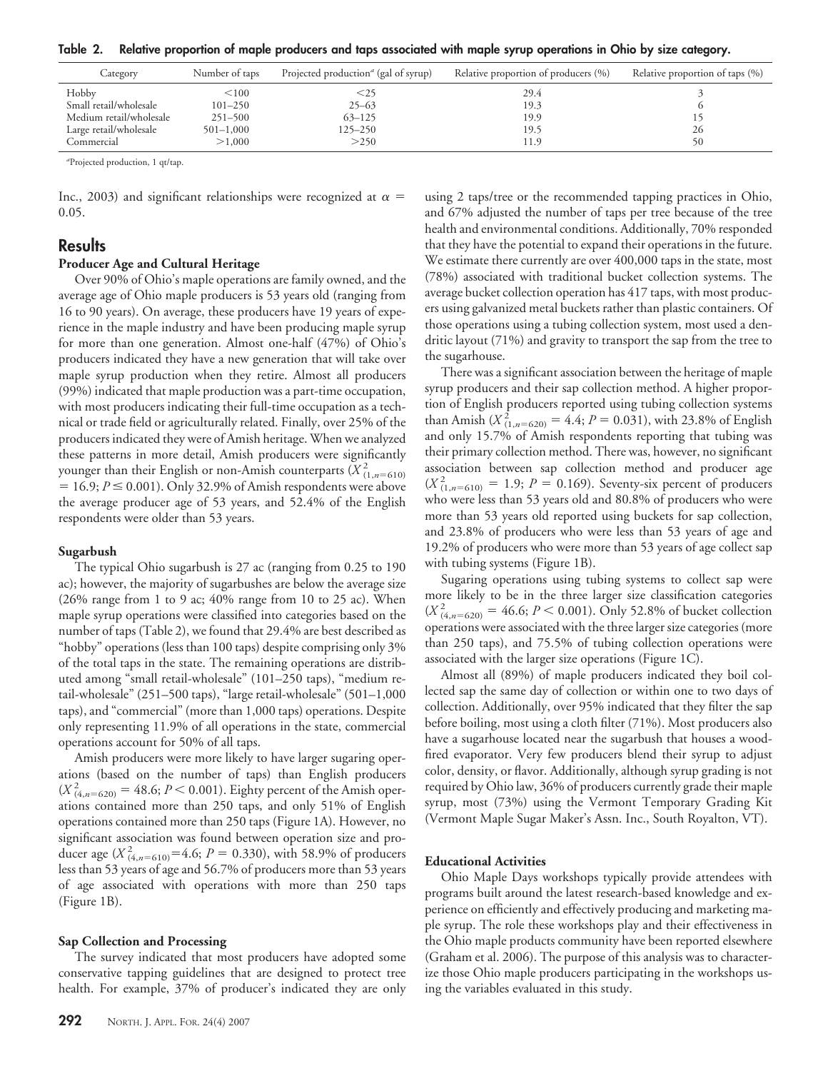**Table 2. Relative proportion of maple producers and taps associated with maple syrup operations in Ohio by size category.**

| Category | Number of taps | Projected production[a] (gal of syrup) | Relative proportion of producers (%) | Relative proportion of taps (%) |
|---|---|---|---|---|
| Hobby | <100 | <25 | 29.4 | 3 |
| Small retail/wholesale | 101–250 | 25–63 | 19.3 | 6 |
| Medium retail/wholesale | 251–500 | 63–125 | 19.9 | 15 |
| Large retail/wholesale | 501–1,000 | 125–250 | 19.5 | 26 |
| Commercial | >1,000 | >250 | 11.9 | 50 |

[a]Projected production, 1 qt/tap.

Inc., 2003) and significant relationships were recognized at $\alpha = 0.05$.

## Results

### Producer Age and Cultural Heritage

Over 90% of Ohio's maple operations are family owned, and the average age of Ohio maple producers is 53 years old (ranging from 16 to 90 years). On average, these producers have 19 years of experience in the maple industry and have been producing maple syrup for more than one generation. Almost one-half (47%) of Ohio's producers indicated they have a new generation that will take over maple syrup production when they retire. Almost all producers (99%) indicated that maple production was a part-time occupation, with most producers indicating their full-time occupation as a technical or trade field or agriculturally related. Finally, over 25% of the producers indicated they were of Amish heritage. When we analyzed these patterns in more detail, Amish producers were significantly younger than their English or non-Amish counterparts ($X^2_{(1,n=610)} = 16.9$; $P \leq 0.001$). Only 32.9% of Amish respondents were above the average producer age of 53 years, and 52.4% of the English respondents were older than 53 years.

### Sugarbush

The typical Ohio sugarbush is 27 ac (ranging from 0.25 to 190 ac); however, the majority of sugarbushes are below the average size (26% range from 1 to 9 ac; 40% range from 10 to 25 ac). When maple syrup operations were classified into categories based on the number of taps (Table 2), we found that 29.4% are best described as "hobby" operations (less than 100 taps) despite comprising only 3% of the total taps in the state. The remaining operations are distributed among "small retail-wholesale" (101–250 taps), "medium retail-wholesale" (251–500 taps), "large retail-wholesale" (501–1,000 taps), and "commercial" (more than 1,000 taps) operations. Despite only representing 11.9% of all operations in the state, commercial operations account for 50% of all taps.

Amish producers were more likely to have larger sugaring operations (based on the number of taps) than English producers ($X^2_{(4,n=620)} = 48.6$; $P < 0.001$). Eighty percent of the Amish operations contained more than 250 taps, and only 51% of English operations contained more than 250 taps (Figure 1A). However, no significant association was found between operation size and producer age ($X^2_{(4,n=610)} = 4.6$; $P = 0.330$), with 58.9% of producers less than 53 years of age and 56.7% of producers more than 53 years of age associated with operations with more than 250 taps (Figure 1B).

### Sap Collection and Processing

The survey indicated that most producers have adopted some conservative tapping guidelines that are designed to protect tree health. For example, 37% of producer's indicated they are only using 2 taps/tree or the recommended tapping practices in Ohio, and 67% adjusted the number of taps per tree because of the tree health and environmental conditions. Additionally, 70% responded that they have the potential to expand their operations in the future. We estimate there currently are over 400,000 taps in the state, most (78%) associated with traditional bucket collection systems. The average bucket collection operation has 417 taps, with most producers using galvanized metal buckets rather than plastic containers. Of those operations using a tubing collection system, most used a dendritic layout (71%) and gravity to transport the sap from the tree to the sugarhouse.

There was a significant association between the heritage of maple syrup producers and their sap collection method. A higher proportion of English producers reported using tubing collection systems than Amish ($X^2_{(1,n=620)} = 4.4$; $P = 0.031$), with 23.8% of English and only 15.7% of Amish respondents reporting that tubing was their primary collection method. There was, however, no significant association between sap collection method and producer age ($X^2_{(1,n=610)} = 1.9$; $P = 0.169$). Seventy-six percent of producers who were less than 53 years old and 80.8% of producers who were more than 53 years old reported using buckets for sap collection, and 23.8% of producers who were less than 53 years of age and 19.2% of producers who were more than 53 years of age collect sap with tubing systems (Figure 1B).

Sugaring operations using tubing systems to collect sap were more likely to be in the three larger size classification categories ($X^2_{(4,n=620)} = 46.6$; $P < 0.001$). Only 52.8% of bucket collection operations were associated with the three larger size categories (more than 250 taps), and 75.5% of tubing collection operations were associated with the larger size operations (Figure 1C).

Almost all (89%) of maple producers indicated they boil collected sap the same day of collection or within one to two days of collection. Additionally, over 95% indicated that they filter the sap before boiling, most using a cloth filter (71%). Most producers also have a sugarhouse located near the sugarbush that houses a wood-fired evaporator. Very few producers blend their syrup to adjust color, density, or flavor. Additionally, although syrup grading is not required by Ohio law, 36% of producers currently grade their maple syrup, most (73%) using the Vermont Temporary Grading Kit (Vermont Maple Sugar Maker's Assn. Inc., South Royalton, VT).

### Educational Activities

Ohio Maple Days workshops typically provide attendees with programs built around the latest research-based knowledge and experience on efficiently and effectively producing and marketing maple syrup. The role these workshops play and their effectiveness in the Ohio maple products community have been reported elsewhere (Graham et al. 2006). The purpose of this analysis was to characterize those Ohio maple producers participating in the workshops using the variables evaluated in this study.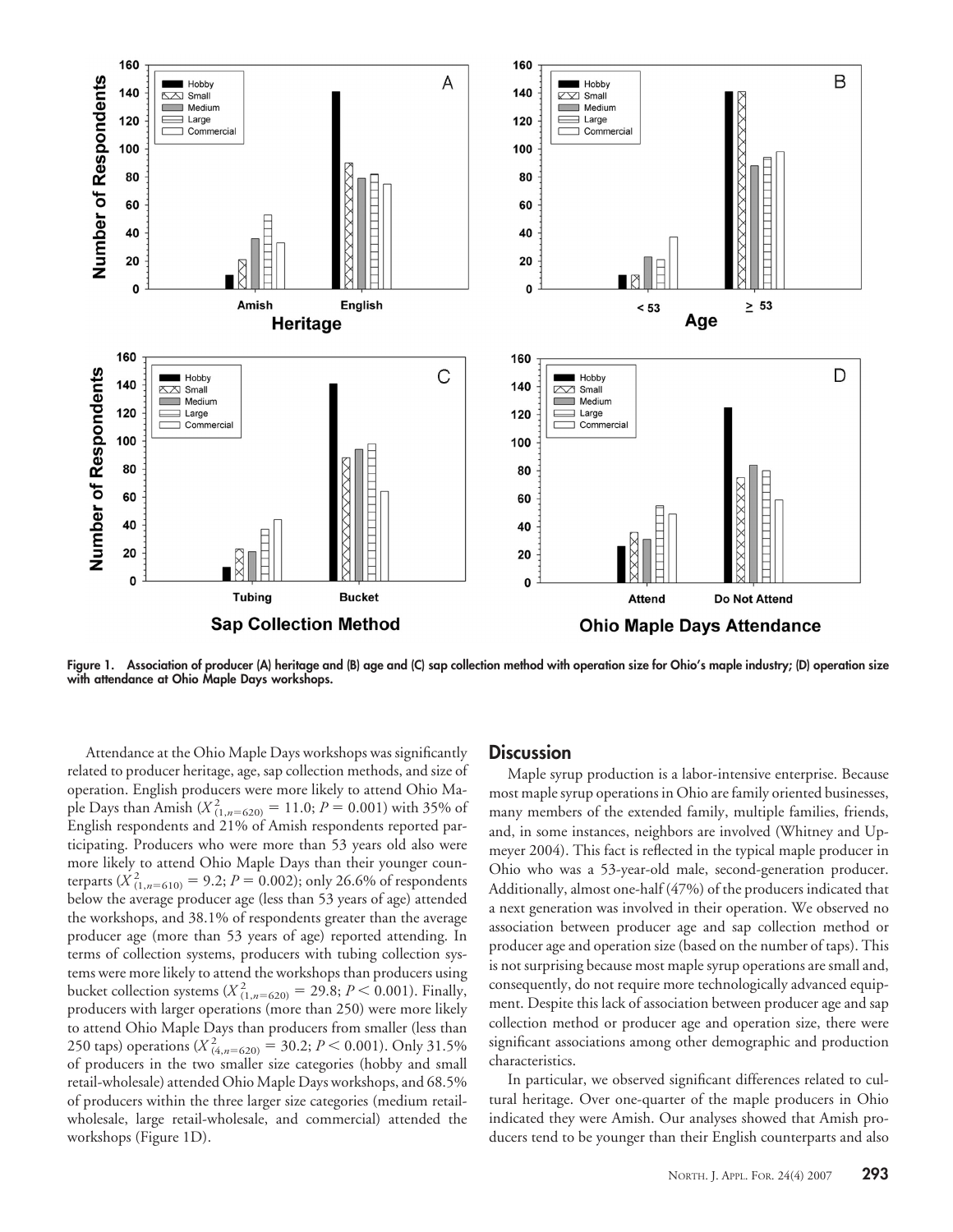Figure 1. Association of producer (A) heritage and (B) age and (C) sap collection method with operation size for Ohio's maple industry; (D) operation size with attendance at Ohio Maple Days workshops.

Attendance at the Ohio Maple Days workshops was significantly related to producer heritage, age, sap collection methods, and size of operation. English producers were more likely to attend Ohio Maple Days than Amish ($X^2_{(1,n=620)} = 11.0$; $P = 0.001$) with 35% of English respondents and 21% of Amish respondents reported participating. Producers who were more than 53 years old also were more likely to attend Ohio Maple Days than their younger counterparts ($X^2_{(1,n=610)} = 9.2$; $P = 0.002$); only 26.6% of respondents below the average producer age (less than 53 years of age) attended the workshops, and 38.1% of respondents greater than the average producer age (more than 53 years of age) reported attending. In terms of collection systems, producers with tubing collection systems were more likely to attend the workshops than producers using bucket collection systems ($X^2_{(1,n=620)} = 29.8$; $P < 0.001$). Finally, producers with larger operations (more than 250) were more likely to attend Ohio Maple Days than producers from smaller (less than 250 taps) operations ($X^2_{(4,n=620)} = 30.2$; $P < 0.001$). Only 31.5% of producers in the two smaller size categories (hobby and small retail-wholesale) attended Ohio Maple Days workshops, and 68.5% of producers within the three larger size categories (medium retail-wholesale, large retail-wholesale, and commercial) attended the workshops (Figure 1D).

## Discussion

Maple syrup production is a labor-intensive enterprise. Because most maple syrup operations in Ohio are family oriented businesses, many members of the extended family, multiple families, friends, and, in some instances, neighbors are involved (Whitney and Upmeyer 2004). This fact is reflected in the typical maple producer in Ohio who was a 53-year-old male, second-generation producer. Additionally, almost one-half (47%) of the producers indicated that a next generation was involved in their operation. We observed no association between producer age and sap collection method or producer age and operation size (based on the number of taps). This is not surprising because most maple syrup operations are small and, consequently, do not require more technologically advanced equipment. Despite this lack of association between producer age and sap collection method or producer age and operation size, there were significant associations among other demographic and production characteristics.

In particular, we observed significant differences related to cultural heritage. Over one-quarter of the maple producers in Ohio indicated they were Amish. Our analyses showed that Amish producers tend to be younger than their English counterparts and also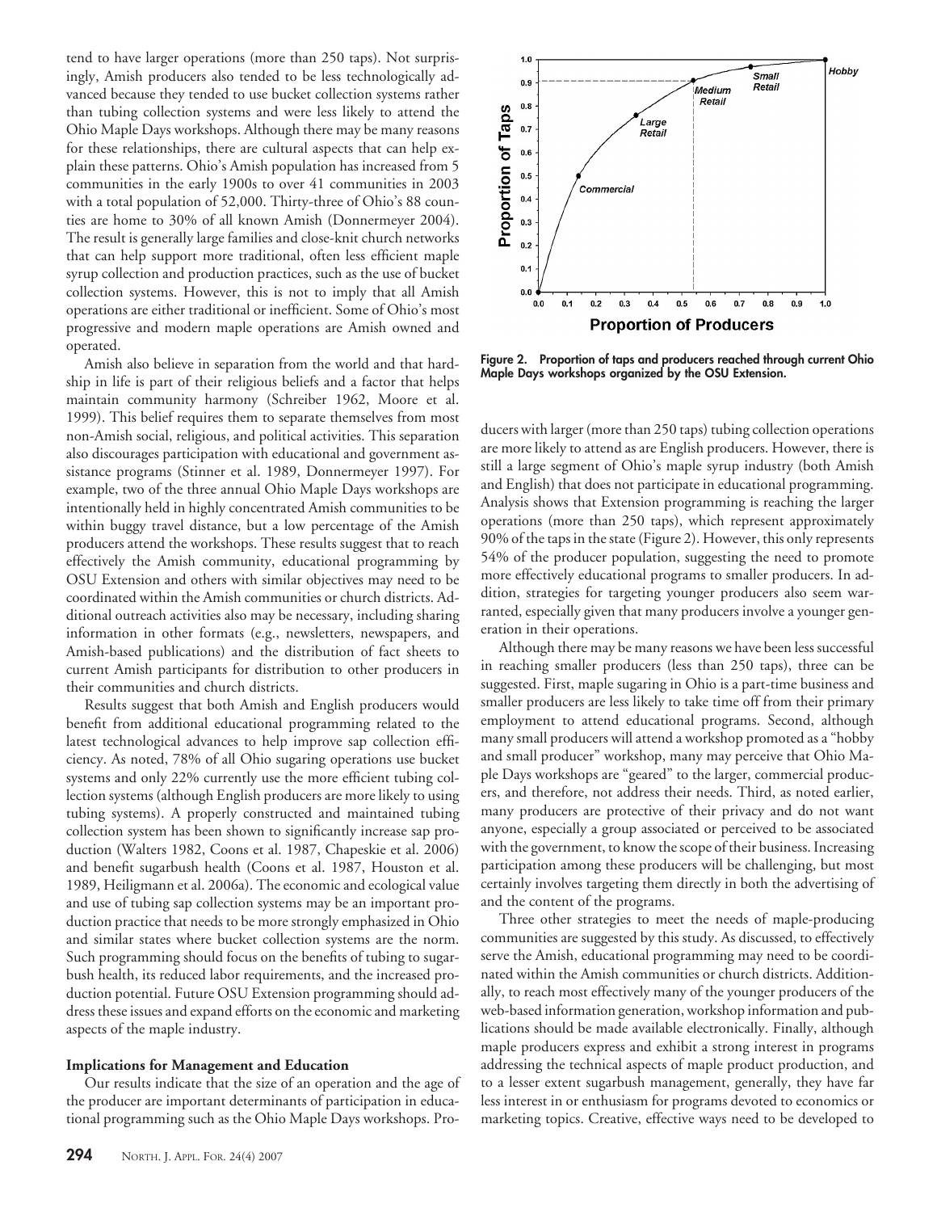tend to have larger operations (more than 250 taps). Not surprisingly, Amish producers also tended to be less technologically advanced because they tended to use bucket collection systems rather than tubing collection systems and were less likely to attend the Ohio Maple Days workshops. Although there may be many reasons for these relationships, there are cultural aspects that can help explain these patterns. Ohio's Amish population has increased from 5 communities in the early 1900s to over 41 communities in 2003 with a total population of 52,000. Thirty-three of Ohio's 88 counties are home to 30% of all known Amish (Donnermeyer 2004). The result is generally large families and close-knit church networks that can help support more traditional, often less efficient maple syrup collection and production practices, such as the use of bucket collection systems. However, this is not to imply that all Amish operations are either traditional or inefficient. Some of Ohio's most progressive and modern maple operations are Amish owned and operated.

Amish also believe in separation from the world and that hardship in life is part of their religious beliefs and a factor that helps maintain community harmony (Schreiber 1962, Moore et al. 1999). This belief requires them to separate themselves from most non-Amish social, religious, and political activities. This separation also discourages participation with educational and government assistance programs (Stinner et al. 1989, Donnermeyer 1997). For example, two of the three annual Ohio Maple Days workshops are intentionally held in highly concentrated Amish communities to be within buggy travel distance, but a low percentage of the Amish producers attend the workshops. These results suggest that to reach effectively the Amish community, educational programming by OSU Extension and others with similar objectives may need to be coordinated within the Amish communities or church districts. Additional outreach activities also may be necessary, including sharing information in other formats (e.g., newsletters, newspapers, and Amish-based publications) and the distribution of fact sheets to current Amish participants for distribution to other producers in their communities and church districts.

Results suggest that both Amish and English producers would benefit from additional educational programming related to the latest technological advances to help improve sap collection efficiency. As noted, 78% of all Ohio sugaring operations use bucket systems and only 22% currently use the more efficient tubing collection systems (although English producers are more likely to using tubing systems). A properly constructed and maintained tubing collection system has been shown to significantly increase sap production (Walters 1982, Coons et al. 1987, Chapeskie et al. 2006) and benefit sugarbush health (Coons et al. 1987, Houston et al. 1989, Heiligmann et al. 2006a). The economic and ecological value and use of tubing sap collection systems may be an important production practice that needs to be more strongly emphasized in Ohio and similar states where bucket collection systems are the norm. Such programming should focus on the benefits of tubing to sugarbush health, its reduced labor requirements, and the increased production potential. Future OSU Extension programming should address these issues and expand efforts on the economic and marketing aspects of the maple industry.

### Implications for Management and Education

Our results indicate that the size of an operation and the age of the producer are important determinants of participation in educational programming such as the Ohio Maple Days workshops. Producers with larger (more than 250 taps) tubing collection operations are more likely to attend as are English producers. However, there is still a large segment of Ohio's maple syrup industry (both Amish and English) that does not participate in educational programming. Analysis shows that Extension programming is reaching the larger operations (more than 250 taps), which represent approximately 90% of the taps in the state (Figure 2). However, this only represents 54% of the producer population, suggesting the need to promote more effectively educational programs to smaller producers. In addition, strategies for targeting younger producers also seem warranted, especially given that many producers involve a younger generation in their operations.

Figure 2. Proportion of taps and producers reached through current Ohio Maple Days workshops organized by the OSU Extension.

Although there may be many reasons we have been less successful in reaching smaller producers (less than 250 taps), three can be suggested. First, maple sugaring in Ohio is a part-time business and smaller producers are less likely to take time off from their primary employment to attend educational programs. Second, although many small producers will attend a workshop promoted as a "hobby and small producer" workshop, many may perceive that Ohio Maple Days workshops are "geared" to the larger, commercial producers, and therefore, not address their needs. Third, as noted earlier, many producers are protective of their privacy and do not want anyone, especially a group associated or perceived to be associated with the government, to know the scope of their business. Increasing participation among these producers will be challenging, but most certainly involves targeting them directly in both the advertising of and the content of the programs.

Three other strategies to meet the needs of maple-producing communities are suggested by this study. As discussed, to effectively serve the Amish, educational programming may need to be coordinated within the Amish communities or church districts. Additionally, to reach most effectively many of the younger producers of the web-based information generation, workshop information and publications should be made available electronically. Finally, although maple producers express and exhibit a strong interest in programs addressing the technical aspects of maple product production, and to a lesser extent sugarbush management, generally, they have far less interest in or enthusiasm for programs devoted to economics or marketing topics. Creative, effective ways need to be developed to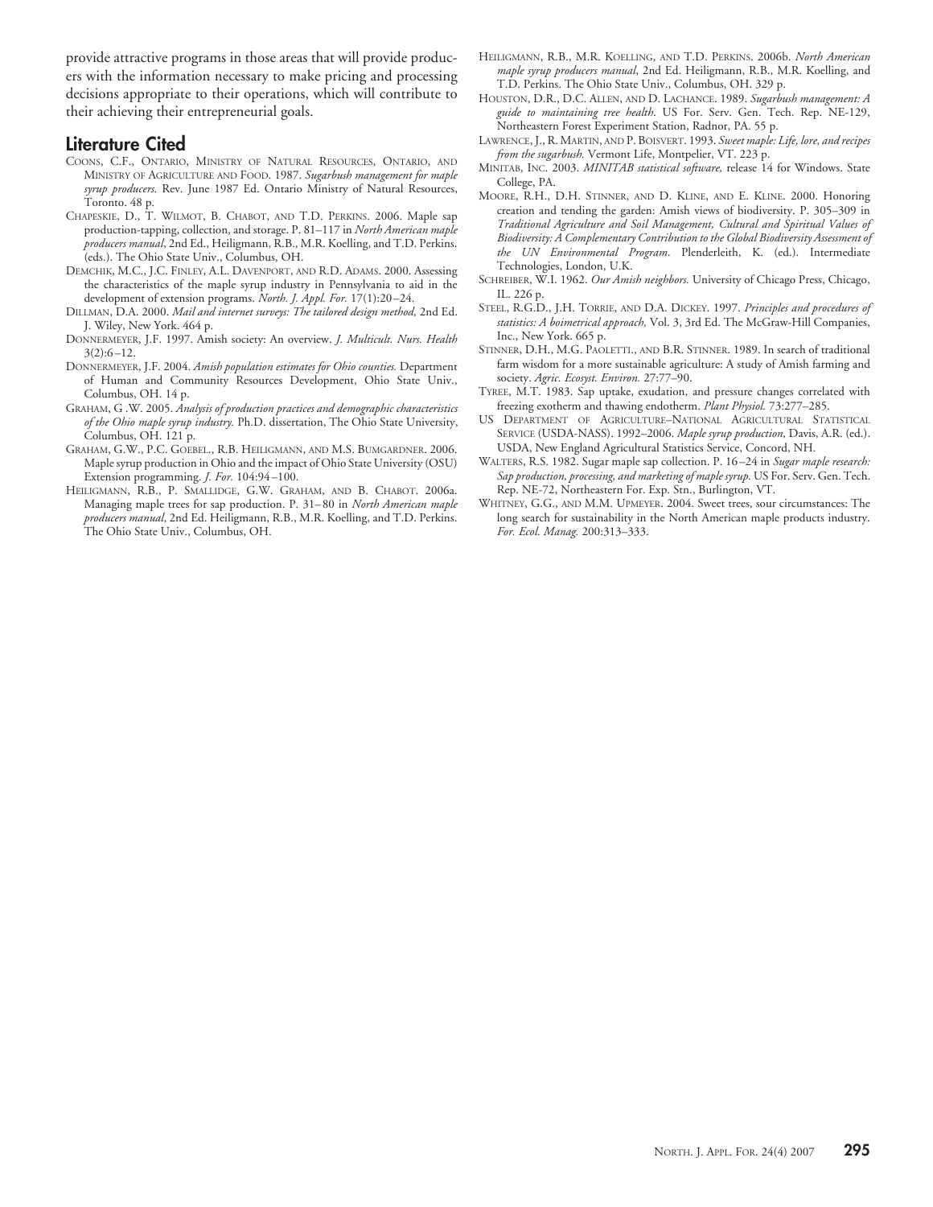provide attractive programs in those areas that will provide producers with the information necessary to make pricing and processing decisions appropriate to their operations, which will contribute to their achieving their entrepreneurial goals.

## Literature Cited

COONS, C.F., ONTARIO, MINISTRY OF NATURAL RESOURCES, ONTARIO, AND MINISTRY OF AGRICULTURE AND FOOD. 1987. *Sugarbush management for maple syrup producers.* Rev. June 1987 Ed. Ontario Ministry of Natural Resources, Toronto. 48 p.

CHAPESKIE, D., T. WILMOT, B. CHABOT, AND T.D. PERKINS. 2006. Maple sap production-tapping, collection, and storage. P. 81–117 in *North American maple producers manual*, 2nd Ed., Heiligmann, R.B., M.R. Koelling, and T.D. Perkins. (eds.). The Ohio State Univ., Columbus, OH.

DEMCHIK, M.C., J.C. FINLEY, A.L. DAVENPORT, AND R.D. ADAMS. 2000. Assessing the characteristics of the maple syrup industry in Pennsylvania to aid in the development of extension programs. *North. J. Appl. For.* 17(1):20–24.

DILLMAN, D.A. 2000. *Mail and internet surveys: The tailored design method,* 2nd Ed. J. Wiley, New York. 464 p.

DONNERMEYER, J.F. 1997. Amish society: An overview. *J. Multicult. Nurs. Health* 3(2):6–12.

DONNERMEYER, J.F. 2004. *Amish population estimates for Ohio counties.* Department of Human and Community Resources Development, Ohio State Univ., Columbus, OH. 14 p.

GRAHAM, G .W. 2005. *Analysis of production practices and demographic characteristics of the Ohio maple syrup industry.* Ph.D. dissertation, The Ohio State University, Columbus, OH. 121 p.

GRAHAM, G.W., P.C. GOEBEL, R.B. HEILIGMANN, AND M.S. BUMGARDNER. 2006. Maple syrup production in Ohio and the impact of Ohio State University (OSU) Extension programming. *J. For.* 104:94–100.

HEILIGMANN, R.B., P. SMALLIDGE, G.W. GRAHAM, AND B. CHABOT. 2006a. Managing maple trees for sap production. P. 31–80 in *North American maple producers manual*, 2nd Ed. Heiligmann, R.B., M.R. Koelling, and T.D. Perkins. The Ohio State Univ., Columbus, OH.

HEILIGMANN, R.B., M.R. KOELLING, AND T.D. PERKINS. 2006b. *North American maple syrup producers manual*, 2nd Ed. Heiligmann, R.B., M.R. Koelling, and T.D. Perkins. The Ohio State Univ., Columbus, OH. 329 p.

HOUSTON, D.R., D.C. ALLEN, AND D. LACHANCE. 1989. *Sugarbush management: A guide to maintaining tree health.* US For. Serv. Gen. Tech. Rep. NE-129, Northeastern Forest Experiment Station, Radnor, PA. 55 p.

LAWRENCE, J., R. MARTIN, AND P. BOISVERT. 1993. *Sweet maple: Life, lore, and recipes from the sugarbush.* Vermont Life, Montpelier, VT. 223 p.

MINITAB, INC. 2003. *MINITAB statistical software,* release 14 for Windows. State College, PA.

MOORE, R.H., D.H. STINNER, AND D. KLINE, AND E. KLINE. 2000. Honoring creation and tending the garden: Amish views of biodiversity. P. 305–309 in *Traditional Agriculture and Soil Management, Cultural and Spiritual Values of Biodiversity: A Complementary Contribution to the Global Biodiversity Assessment of the UN Environmental Program.* Plenderleith, K. (ed.). Intermediate Technologies, London, U.K.

SCHREIBER, W.I. 1962. *Our Amish neighbors.* University of Chicago Press, Chicago, IL. 226 p.

STEEL, R.G.D., J.H. TORRIE, AND D.A. DICKEY. 1997. *Principles and procedures of statistics: A boimetrical approach,* Vol. 3, 3rd Ed. The McGraw-Hill Companies, Inc., New York. 665 p.

STINNER, D.H., M.G. PAOLETTI, AND B.R. STINNER. 1989. In search of traditional farm wisdom for a more sustainable agriculture: A study of Amish farming and society. *Agric. Ecosyst. Environ.* 27:77–90.

TYREE, M.T. 1983. Sap uptake, exudation, and pressure changes correlated with freezing exotherm and thawing endotherm. *Plant Physiol.* 73:277–285.

US DEPARTMENT OF AGRICULTURE–NATIONAL AGRICULTURAL STATISTICAL SERVICE (USDA-NASS). 1992–2006. *Maple syrup production,* Davis, A.R. (ed.). USDA, New England Agricultural Statistics Service, Concord, NH.

WALTERS, R.S. 1982. Sugar maple sap collection. P. 16–24 in *Sugar maple research: Sap production, processing, and marketing of maple syrup.* US For. Serv. Gen. Tech. Rep. NE-72, Northeastern For. Exp. Stn., Burlington, VT.

WHITNEY, G.G., AND M.M. UPMEYER. 2004. Sweet trees, sour circumstances: The long search for sustainability in the North American maple products industry. *For. Ecol. Manag.* 200:313–333.